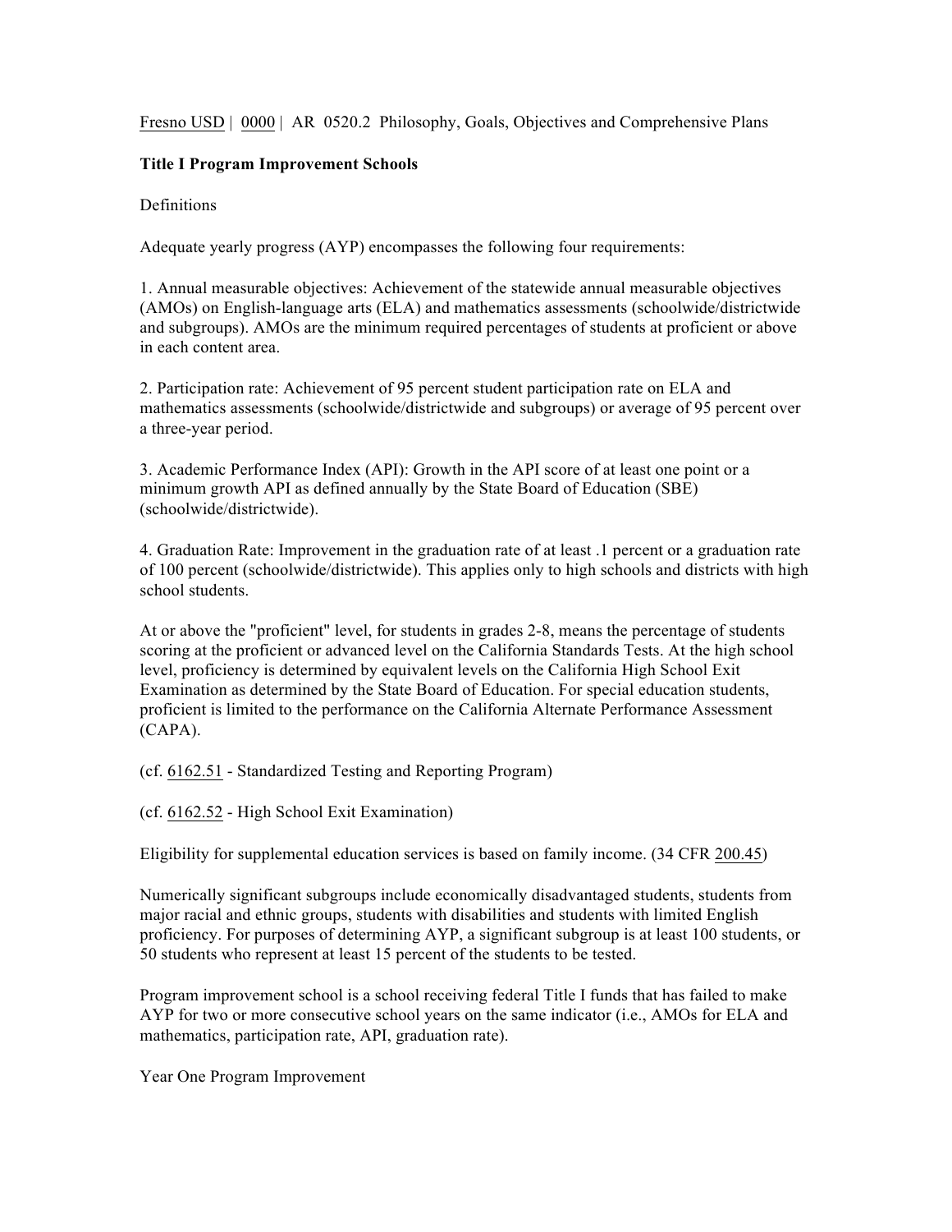Fresno USD | 0000 | AR 0520.2 Philosophy, Goals, Objectives and Comprehensive Plans

**Title I Program Improvement Schools**

Definitions

Adequate yearly progress (AYP) encompasses the following four requirements:

1. Annual measurable objectives: Achievement of the statewide annual measurable objectives (AMOs) on English-language arts (ELA) and mathematics assessments (schoolwide/districtwide and subgroups). AMOs are the minimum required percentages of students at proficient or above in each content area.

2. Participation rate: Achievement of 95 percent student participation rate on ELA and mathematics assessments (schoolwide/districtwide and subgroups) or average of 95 percent over a three-year period.

3. Academic Performance Index (API): Growth in the API score of at least one point or a minimum growth API as defined annually by the State Board of Education (SBE) (schoolwide/districtwide).

4. Graduation Rate: Improvement in the graduation rate of at least .1 percent or a graduation rate of 100 percent (schoolwide/districtwide). This applies only to high schools and districts with high school students.

At or above the "proficient" level, for students in grades 2-8, means the percentage of students scoring at the proficient or advanced level on the California Standards Tests. At the high school level, proficiency is determined by equivalent levels on the California High School Exit Examination as determined by the State Board of Education. For special education students, proficient is limited to the performance on the California Alternate Performance Assessment (CAPA).

(cf. 6162.51 - Standardized Testing and Reporting Program)

(cf. 6162.52 - High School Exit Examination)

Eligibility for supplemental education services is based on family income. (34 CFR 200.45)

Numerically significant subgroups include economically disadvantaged students, students from major racial and ethnic groups, students with disabilities and students with limited English proficiency. For purposes of determining AYP, a significant subgroup is at least 100 students, or 50 students who represent at least 15 percent of the students to be tested.

Program improvement school is a school receiving federal Title I funds that has failed to make AYP for two or more consecutive school years on the same indicator (i.e., AMOs for ELA and mathematics, participation rate, API, graduation rate).

Year One Program Improvement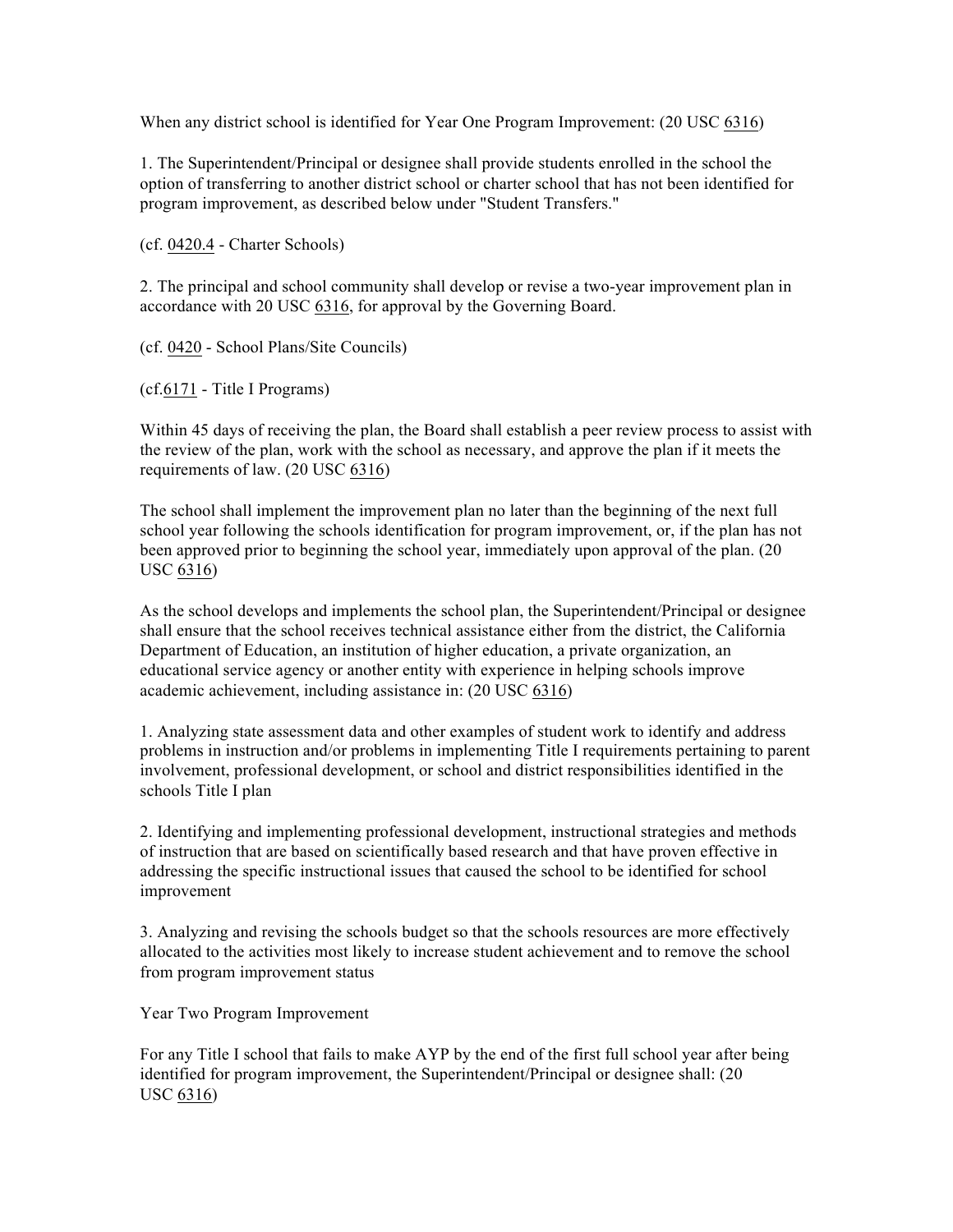When any district school is identified for Year One Program Improvement: (20 USC 6316)

1. The Superintendent/Principal or designee shall provide students enrolled in the school the option of transferring to another district school or charter school that has not been identified for program improvement, as described below under "Student Transfers."

(cf. 0420.4 - Charter Schools)

2. The principal and school community shall develop or revise a two-year improvement plan in accordance with 20 USC 6316, for approval by the Governing Board.

(cf. 0420 - School Plans/Site Councils)

(cf.6171 - Title I Programs)

Within 45 days of receiving the plan, the Board shall establish a peer review process to assist with the review of the plan, work with the school as necessary, and approve the plan if it meets the requirements of law. (20 USC 6316)

The school shall implement the improvement plan no later than the beginning of the next full school year following the schools identification for program improvement, or, if the plan has not been approved prior to beginning the school year, immediately upon approval of the plan. (20 USC 6316)

As the school develops and implements the school plan, the Superintendent/Principal or designee shall ensure that the school receives technical assistance either from the district, the California Department of Education, an institution of higher education, a private organization, an educational service agency or another entity with experience in helping schools improve academic achievement, including assistance in: (20 USC 6316)

1. Analyzing state assessment data and other examples of student work to identify and address problems in instruction and/or problems in implementing Title I requirements pertaining to parent involvement, professional development, or school and district responsibilities identified in the schools Title I plan

2. Identifying and implementing professional development, instructional strategies and methods of instruction that are based on scientifically based research and that have proven effective in addressing the specific instructional issues that caused the school to be identified for school improvement

3. Analyzing and revising the schools budget so that the schools resources are more effectively allocated to the activities most likely to increase student achievement and to remove the school from program improvement status

Year Two Program Improvement

For any Title I school that fails to make AYP by the end of the first full school year after being identified for program improvement, the Superintendent/Principal or designee shall: (20 USC 6316)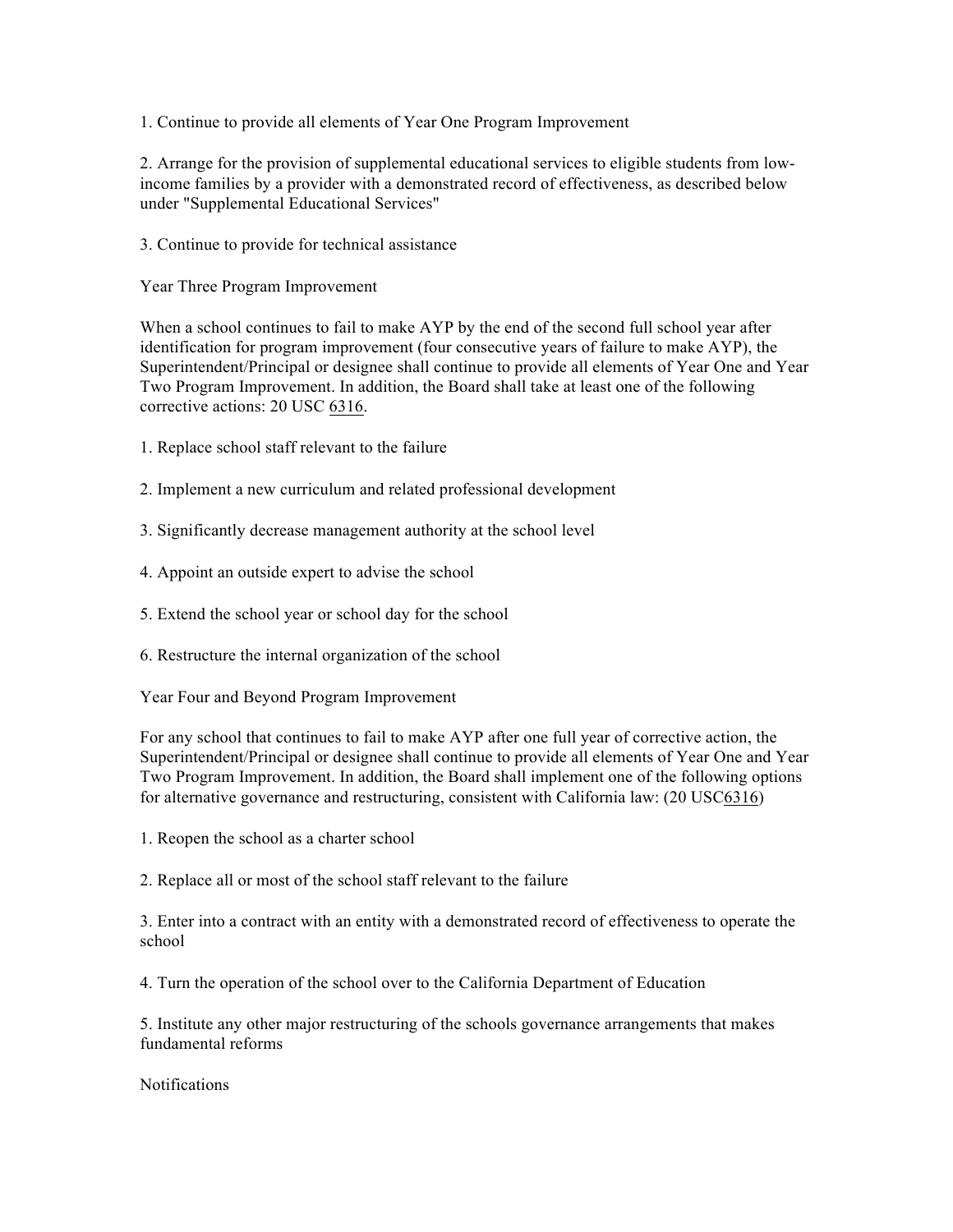1. Continue to provide all elements of Year One Program Improvement

2. Arrange for the provision of supplemental educational services to eligible students from low-income families by a provider with a demonstrated record of effectiveness, as described below under "Supplemental Educational Services"

3. Continue to provide for technical assistance

Year Three Program Improvement

When a school continues to fail to make AYP by the end of the second full school year after identification for program improvement (four consecutive years of failure to make AYP), the Superintendent/Principal or designee shall continue to provide all elements of Year One and Year Two Program Improvement. In addition, the Board shall take at least one of the following corrective actions: 20 USC 6316.

1. Replace school staff relevant to the failure

2. Implement a new curriculum and related professional development

3. Significantly decrease management authority at the school level

4. Appoint an outside expert to advise the school

5. Extend the school year or school day for the school

6. Restructure the internal organization of the school

Year Four and Beyond Program Improvement

For any school that continues to fail to make AYP after one full year of corrective action, the Superintendent/Principal or designee shall continue to provide all elements of Year One and Year Two Program Improvement. In addition, the Board shall implement one of the following options for alternative governance and restructuring, consistent with California law: (20 USC6316)

1. Reopen the school as a charter school

2. Replace all or most of the school staff relevant to the failure

3. Enter into a contract with an entity with a demonstrated record of effectiveness to operate the school

4. Turn the operation of the school over to the California Department of Education

5. Institute any other major restructuring of the schools governance arrangements that makes fundamental reforms

Notifications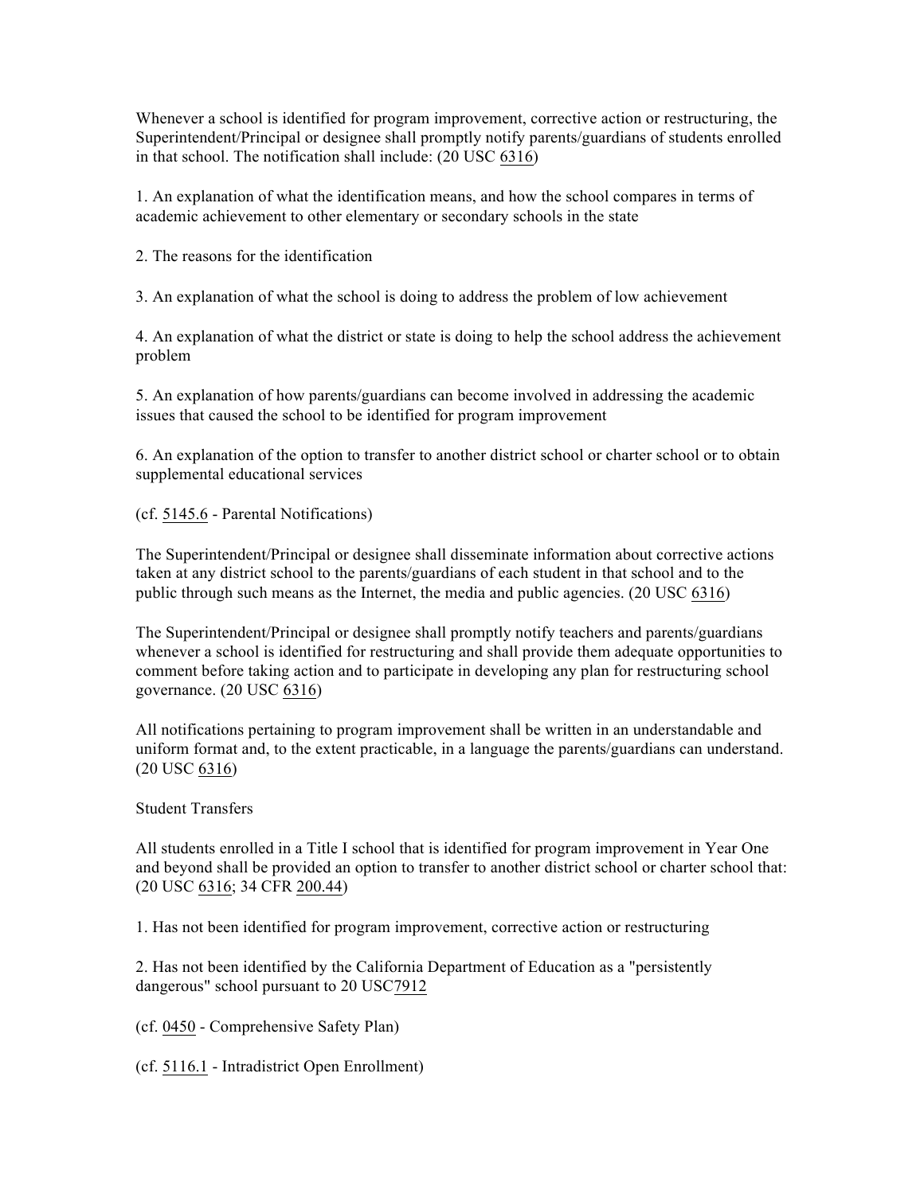Whenever a school is identified for program improvement, corrective action or restructuring, the Superintendent/Principal or designee shall promptly notify parents/guardians of students enrolled in that school. The notification shall include: (20 USC 6316)

1. An explanation of what the identification means, and how the school compares in terms of academic achievement to other elementary or secondary schools in the state

2. The reasons for the identification

3. An explanation of what the school is doing to address the problem of low achievement

4. An explanation of what the district or state is doing to help the school address the achievement problem

5. An explanation of how parents/guardians can become involved in addressing the academic issues that caused the school to be identified for program improvement

6. An explanation of the option to transfer to another district school or charter school or to obtain supplemental educational services

(cf. 5145.6 - Parental Notifications)

The Superintendent/Principal or designee shall disseminate information about corrective actions taken at any district school to the parents/guardians of each student in that school and to the public through such means as the Internet, the media and public agencies. (20 USC 6316)

The Superintendent/Principal or designee shall promptly notify teachers and parents/guardians whenever a school is identified for restructuring and shall provide them adequate opportunities to comment before taking action and to participate in developing any plan for restructuring school governance. (20 USC 6316)

All notifications pertaining to program improvement shall be written in an understandable and uniform format and, to the extent practicable, in a language the parents/guardians can understand. (20 USC 6316)

Student Transfers

All students enrolled in a Title I school that is identified for program improvement in Year One and beyond shall be provided an option to transfer to another district school or charter school that: (20 USC 6316; 34 CFR 200.44)

1. Has not been identified for program improvement, corrective action or restructuring

2. Has not been identified by the California Department of Education as a "persistently dangerous" school pursuant to 20 USC7912

(cf. 0450 - Comprehensive Safety Plan)

(cf. 5116.1 - Intradistrict Open Enrollment)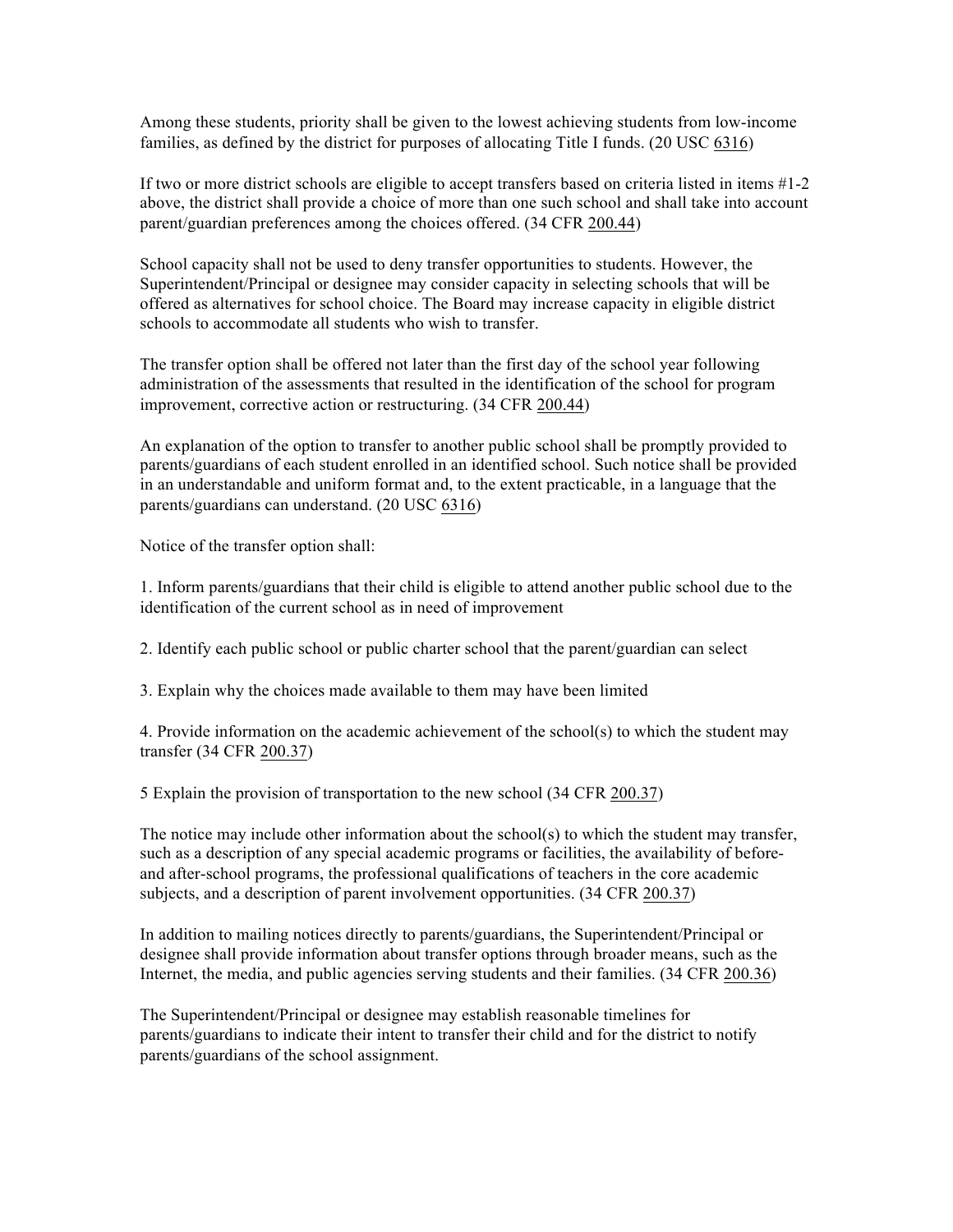Among these students, priority shall be given to the lowest achieving students from low-income families, as defined by the district for purposes of allocating Title I funds. (20 USC 6316)

If two or more district schools are eligible to accept transfers based on criteria listed in items #1-2 above, the district shall provide a choice of more than one such school and shall take into account parent/guardian preferences among the choices offered. (34 CFR 200.44)

School capacity shall not be used to deny transfer opportunities to students. However, the Superintendent/Principal or designee may consider capacity in selecting schools that will be offered as alternatives for school choice. The Board may increase capacity in eligible district schools to accommodate all students who wish to transfer.

The transfer option shall be offered not later than the first day of the school year following administration of the assessments that resulted in the identification of the school for program improvement, corrective action or restructuring. (34 CFR 200.44)

An explanation of the option to transfer to another public school shall be promptly provided to parents/guardians of each student enrolled in an identified school. Such notice shall be provided in an understandable and uniform format and, to the extent practicable, in a language that the parents/guardians can understand. (20 USC 6316)

Notice of the transfer option shall:

1. Inform parents/guardians that their child is eligible to attend another public school due to the identification of the current school as in need of improvement

2. Identify each public school or public charter school that the parent/guardian can select

3. Explain why the choices made available to them may have been limited

4. Provide information on the academic achievement of the school(s) to which the student may transfer (34 CFR 200.37)

5 Explain the provision of transportation to the new school (34 CFR 200.37)

The notice may include other information about the school(s) to which the student may transfer, such as a description of any special academic programs or facilities, the availability of before- and after-school programs, the professional qualifications of teachers in the core academic subjects, and a description of parent involvement opportunities. (34 CFR 200.37)

In addition to mailing notices directly to parents/guardians, the Superintendent/Principal or designee shall provide information about transfer options through broader means, such as the Internet, the media, and public agencies serving students and their families. (34 CFR 200.36)

The Superintendent/Principal or designee may establish reasonable timelines for parents/guardians to indicate their intent to transfer their child and for the district to notify parents/guardians of the school assignment.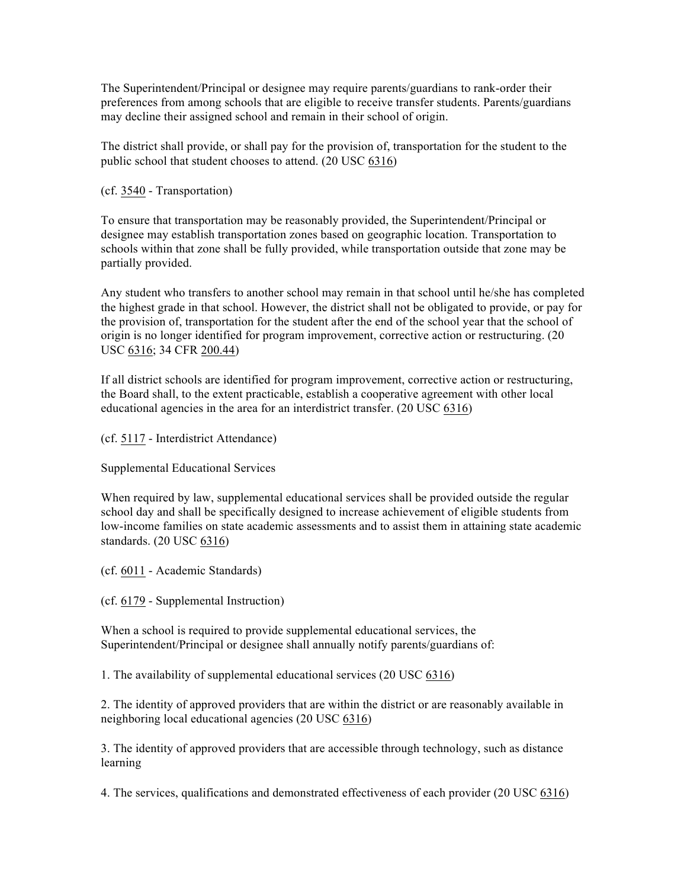The Superintendent/Principal or designee may require parents/guardians to rank-order their preferences from among schools that are eligible to receive transfer students. Parents/guardians may decline their assigned school and remain in their school of origin.

The district shall provide, or shall pay for the provision of, transportation for the student to the public school that student chooses to attend. (20 USC 6316)

(cf. 3540 - Transportation)

To ensure that transportation may be reasonably provided, the Superintendent/Principal or designee may establish transportation zones based on geographic location. Transportation to schools within that zone shall be fully provided, while transportation outside that zone may be partially provided.

Any student who transfers to another school may remain in that school until he/she has completed the highest grade in that school. However, the district shall not be obligated to provide, or pay for the provision of, transportation for the student after the end of the school year that the school of origin is no longer identified for program improvement, corrective action or restructuring. (20 USC 6316; 34 CFR 200.44)

If all district schools are identified for program improvement, corrective action or restructuring, the Board shall, to the extent practicable, establish a cooperative agreement with other local educational agencies in the area for an interdistrict transfer. (20 USC 6316)

(cf. 5117 - Interdistrict Attendance)

Supplemental Educational Services

When required by law, supplemental educational services shall be provided outside the regular school day and shall be specifically designed to increase achievement of eligible students from low-income families on state academic assessments and to assist them in attaining state academic standards. (20 USC 6316)

(cf. 6011 - Academic Standards)

(cf. 6179 - Supplemental Instruction)

When a school is required to provide supplemental educational services, the Superintendent/Principal or designee shall annually notify parents/guardians of:

1. The availability of supplemental educational services (20 USC 6316)

2. The identity of approved providers that are within the district or are reasonably available in neighboring local educational agencies (20 USC 6316)

3. The identity of approved providers that are accessible through technology, such as distance learning

4. The services, qualifications and demonstrated effectiveness of each provider (20 USC 6316)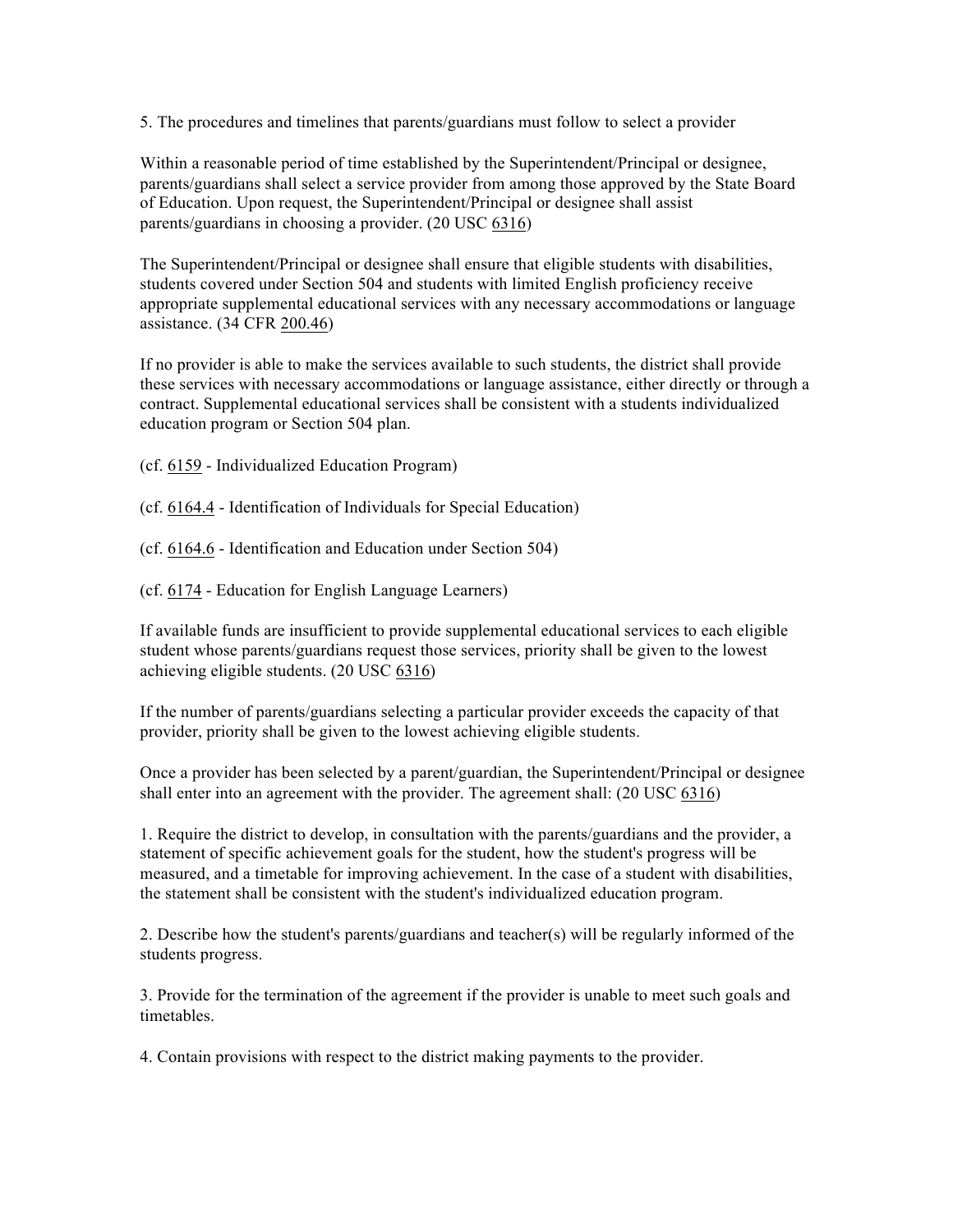5. The procedures and timelines that parents/guardians must follow to select a provider

Within a reasonable period of time established by the Superintendent/Principal or designee, parents/guardians shall select a service provider from among those approved by the State Board of Education. Upon request, the Superintendent/Principal or designee shall assist parents/guardians in choosing a provider. (20 USC 6316)

The Superintendent/Principal or designee shall ensure that eligible students with disabilities, students covered under Section 504 and students with limited English proficiency receive appropriate supplemental educational services with any necessary accommodations or language assistance. (34 CFR 200.46)

If no provider is able to make the services available to such students, the district shall provide these services with necessary accommodations or language assistance, either directly or through a contract. Supplemental educational services shall be consistent with a students individualized education program or Section 504 plan.

(cf. 6159 - Individualized Education Program)

(cf. 6164.4 - Identification of Individuals for Special Education)

(cf. 6164.6 - Identification and Education under Section 504)

(cf. 6174 - Education for English Language Learners)

If available funds are insufficient to provide supplemental educational services to each eligible student whose parents/guardians request those services, priority shall be given to the lowest achieving eligible students. (20 USC 6316)

If the number of parents/guardians selecting a particular provider exceeds the capacity of that provider, priority shall be given to the lowest achieving eligible students.

Once a provider has been selected by a parent/guardian, the Superintendent/Principal or designee shall enter into an agreement with the provider. The agreement shall: (20 USC 6316)

1. Require the district to develop, in consultation with the parents/guardians and the provider, a statement of specific achievement goals for the student, how the student's progress will be measured, and a timetable for improving achievement. In the case of a student with disabilities, the statement shall be consistent with the student's individualized education program.

2. Describe how the student's parents/guardians and teacher(s) will be regularly informed of the students progress.

3. Provide for the termination of the agreement if the provider is unable to meet such goals and timetables.

4. Contain provisions with respect to the district making payments to the provider.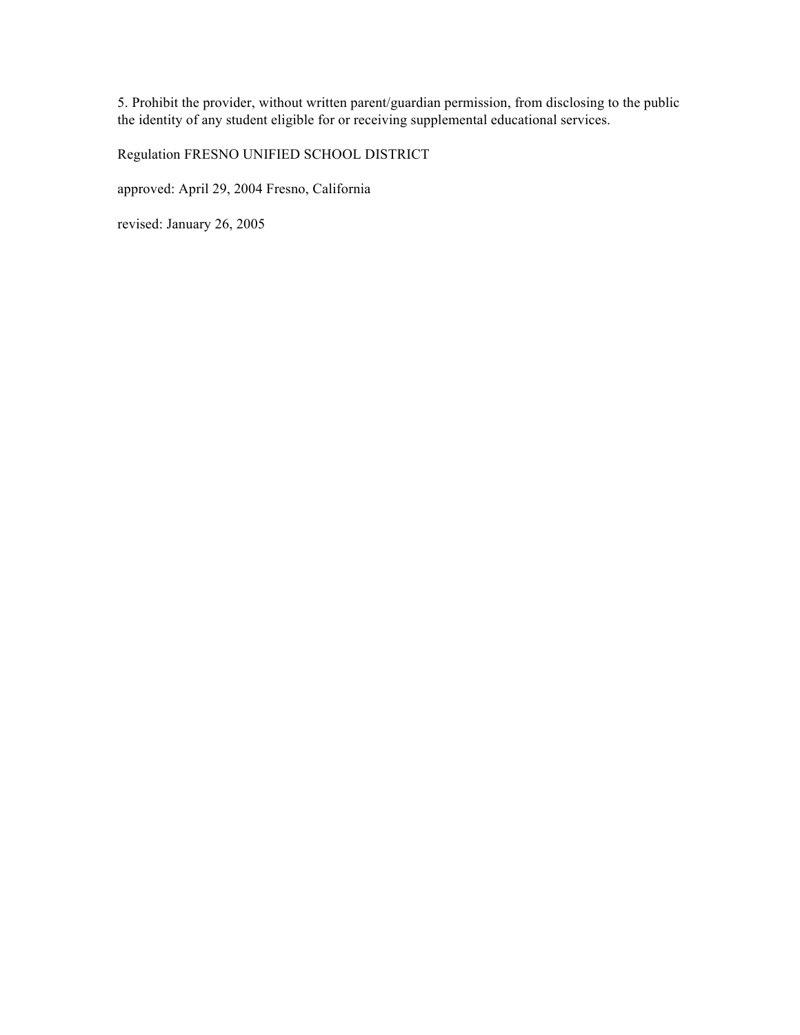5. Prohibit the provider, without written parent/guardian permission, from disclosing to the public the identity of any student eligible for or receiving supplemental educational services.

Regulation FRESNO UNIFIED SCHOOL DISTRICT

approved: April 29, 2004 Fresno, California

revised: January 26, 2005